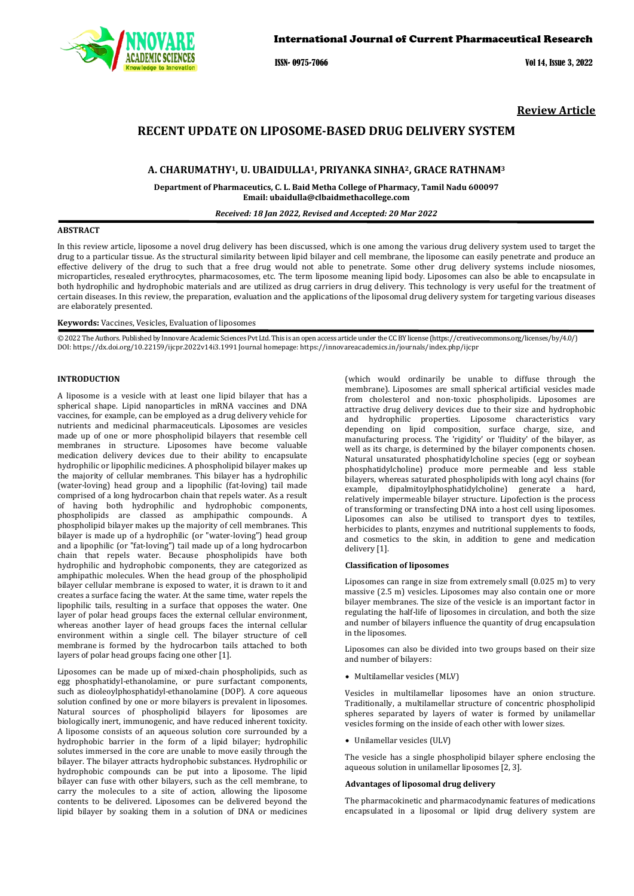**Review Article**

# RECENT UPDATE ON LIPOSOME-BASED DRUG DELIVERY SYSTEM

**A. CHARUMATHY[1], U. UBAIDULLA[1], PRIYANKA SINHA[2], GRACE RATHNAM[3]**

**Department of Pharmaceutics, C. L. Baid Metha College of Pharmacy, Tamil Nadu 600097**
**Email: ubaidulla@clbaidmethacollege.com**

***Received: 18 Jan 2022, Revised and Accepted: 20 Mar 2022***

## ABSTRACT

In this review article, liposome a novel drug delivery has been discussed, which is one among the various drug delivery system used to target the drug to a particular tissue. As the structural similarity between lipid bilayer and cell membrane, the liposome can easily penetrate and produce an effective delivery of the drug to such that a free drug would not able to penetrate. Some other drug delivery systems include niosomes, microparticles, resealed erythrocytes, pharmacosomes, etc. The term liposome meaning lipid body. Liposomes can also be able to encapsulate in both hydrophilic and hydrophobic materials and are utilized as drug carriers in drug delivery. This technology is very useful for the treatment of certain diseases. In this review, the preparation, evaluation and the applications of the liposomal drug delivery system for targeting various diseases are elaborately presented.

**Keywords:** Vaccines, Vesicles, Evaluation of liposomes

© 2022 The Authors. Published by Innovare Academic Sciences Pvt Ltd. This is an open access article under the CC BY license (https://creativecommons.org/licenses/by/4.0/)
DOI: https://dx.doi.org/10.22159/ijcpr.2022v14i3.1991 Journal homepage: https://innovareacademics.in/journals/index.php/ijcpr

## INTRODUCTION

A liposome is a vesicle with at least one lipid bilayer that has a spherical shape. Lipid nanoparticles in mRNA vaccines and DNA vaccines, for example, can be employed as a drug delivery vehicle for nutrients and medicinal pharmaceuticals. Liposomes are vesicles made up of one or more phospholipid bilayers that resemble cell membranes in structure. Liposomes have become valuable medication delivery devices due to their ability to encapsulate hydrophilic or lipophilic medicines. A phospholipid bilayer makes up the majority of cellular membranes. This bilayer has a hydrophilic (water-loving) head group and a lipophilic (fat-loving) tail made comprised of a long hydrocarbon chain that repels water. As a result of having both hydrophilic and hydrophobic components, phospholipids are classed as amphipathic compounds. A phospholipid bilayer makes up the majority of cell membranes. This bilayer is made up of a hydrophilic (or "water-loving") head group and a lipophilic (or "fat-loving") tail made up of a long hydrocarbon chain that repels water. Because phospholipids have both hydrophilic and hydrophobic components, they are categorized as amphipathic molecules. When the head group of the phospholipid bilayer cellular membrane is exposed to water, it is drawn to it and creates a surface facing the water. At the same time, water repels the lipophilic tails, resulting in a surface that opposes the water. One layer of polar head groups faces the external cellular environment, whereas another layer of head groups faces the internal cellular environment within a single cell. The bilayer structure of cell membrane is formed by the hydrocarbon tails attached to both layers of polar head groups facing one other [1].

Liposomes can be made up of mixed-chain phospholipids, such as egg phosphatidyl-ethanolamine, or pure surfactant components, such as dioleoylphosphatidyl-ethanolamine (DOP). A core aqueous solution confined by one or more bilayers is prevalent in liposomes. Natural sources of phospholipid bilayers for liposomes are biologically inert, immunogenic, and have reduced inherent toxicity. A liposome consists of an aqueous solution core surrounded by a hydrophobic barrier in the form of a lipid bilayer; hydrophilic solutes immersed in the core are unable to move easily through the bilayer. The bilayer attracts hydrophobic substances. Hydrophilic or hydrophobic compounds can be put into a liposome. The lipid bilayer can fuse with other bilayers, such as the cell membrane, to carry the molecules to a site of action, allowing the liposome contents to be delivered. Liposomes can be delivered beyond the lipid bilayer by soaking them in a solution of DNA or medicines (which would ordinarily be unable to diffuse through the membrane). Liposomes are small spherical artificial vesicles made from cholesterol and non-toxic phospholipids. Liposomes are attractive drug delivery devices due to their size and hydrophobic and hydrophilic properties. Liposome characteristics vary depending on lipid composition, surface charge, size, and manufacturing process. The 'rigidity' or 'fluidity' of the bilayer, as well as its charge, is determined by the bilayer components chosen. Natural unsaturated phosphatidylcholine species (egg or soybean phosphatidylcholine) produce more permeable and less stable bilayers, whereas saturated phospholipids with long acyl chains (for example, dipalmitoylphosphatidylcholine) generate a hard, relatively impermeable bilayer structure. Lipofection is the process of transforming or transfecting DNA into a host cell using liposomes. Liposomes can also be utilised to transport dyes to textiles, herbicides to plants, enzymes and nutritional supplements to foods, and cosmetics to the skin, in addition to gene and medication delivery [1].

### Classification of liposomes

Liposomes can range in size from extremely small (0.025 m) to very massive (2.5 m) vesicles. Liposomes may also contain one or more bilayer membranes. The size of the vesicle is an important factor in regulating the half-life of liposomes in circulation, and both the size and number of bilayers influence the quantity of drug encapsulation in the liposomes.

Liposomes can also be divided into two groups based on their size and number of bilayers:

- Multilamellar vesicles (MLV)

Vesicles in multilamellar liposomes have an onion structure. Traditionally, a multilamellar structure of concentric phospholipid spheres separated by layers of water is formed by unilamellar vesicles forming on the inside of each other with lower sizes.

- Unilamellar vesicles (ULV)

The vesicle has a single phospholipid bilayer sphere enclosing the aqueous solution in unilamellar liposomes [2, 3].

### Advantages of liposomal drug delivery

The pharmacokinetic and pharmacodynamic features of medications encapsulated in a liposomal or lipid drug delivery system are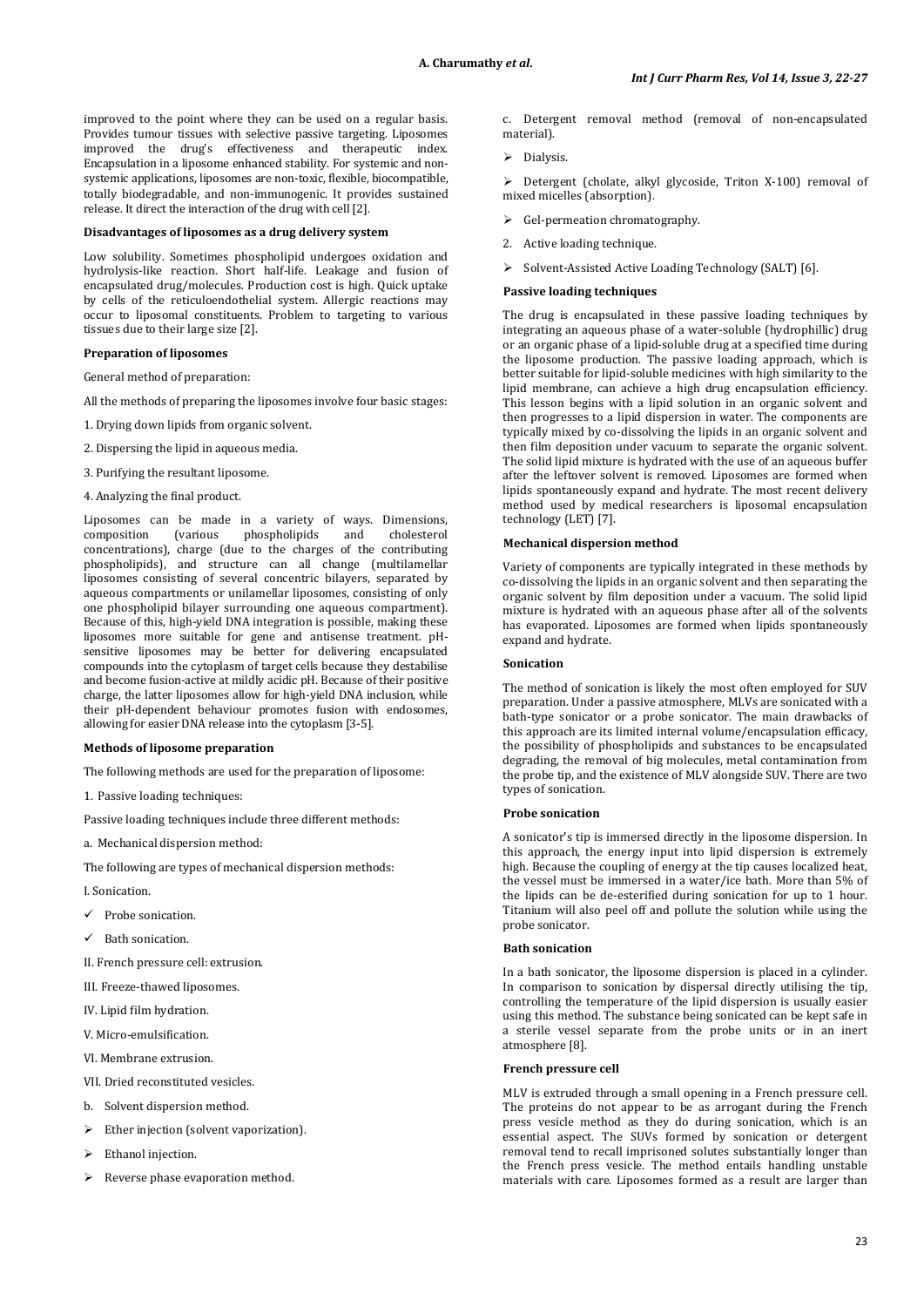improved to the point where they can be used on a regular basis. Provides tumour tissues with selective passive targeting. Liposomes improved the drug's effectiveness and therapeutic index. Encapsulation in a liposome enhanced stability. For systemic and non-systemic applications, liposomes are non-toxic, flexible, biocompatible, totally biodegradable, and non-immunogenic. It provides sustained release. It direct the interaction of the drug with cell [2].

**Disadvantages of liposomes as a drug delivery system**

Low solubility. Sometimes phospholipid undergoes oxidation and hydrolysis-like reaction. Short half-life. Leakage and fusion of encapsulated drug/molecules. Production cost is high. Quick uptake by cells of the reticuloendothelial system. Allergic reactions may occur to liposomal constituents. Problem to targeting to various tissues due to their large size [2].

**Preparation of liposomes**

General method of preparation:

All the methods of preparing the liposomes involve four basic stages:

1. Drying down lipids from organic solvent.
2. Dispersing the lipid in aqueous media.
3. Purifying the resultant liposome.
4. Analyzing the final product.

Liposomes can be made in a variety of ways. Dimensions, composition (various phospholipids and cholesterol concentrations), charge (due to the charges of the contributing phospholipids), and structure can all change (multilamellar liposomes consisting of several concentric bilayers, separated by aqueous compartments or unilamellar liposomes, consisting of only one phospholipid bilayer surrounding one aqueous compartment). Because of this, high-yield DNA integration is possible, making these liposomes more suitable for gene and antisense treatment. pH-sensitive liposomes may be better for delivering encapsulated compounds into the cytoplasm of target cells because they destabilise and become fusion-active at mildly acidic pH. Because of their positive charge, the latter liposomes allow for high-yield DNA inclusion, while their pH-dependent behaviour promotes fusion with endosomes, allowing for easier DNA release into the cytoplasm [3-5].

**Methods of liposome preparation**

The following methods are used for the preparation of liposome:

1. Passive loading techniques:

Passive loading techniques include three different methods:

a. Mechanical dispersion method:

The following are types of mechanical dispersion methods:

I. Sonication.

- ✓ Probe sonication.
- ✓ Bath sonication.

II. French pressure cell: extrusion.

III. Freeze-thawed liposomes.

IV. Lipid film hydration.

V. Micro-emulsification.

VI. Membrane extrusion.

VII. Dried reconstituted vesicles.

b. Solvent dispersion method.

- ➢ Ether injection (solvent vaporization).
- ➢ Ethanol injection.
- ➢ Reverse phase evaporation method.

c. Detergent removal method (removal of non-encapsulated material).

- ➢ Dialysis.
- ➢ Detergent (cholate, alkyl glycoside, Triton X-100) removal of mixed micelles (absorption).
- ➢ Gel-permeation chromatography.

2. Active loading technique.

- ➢ Solvent-Assisted Active Loading Technology (SALT) [6].

**Passive loading techniques**

The drug is encapsulated in these passive loading techniques by integrating an aqueous phase of a water-soluble (hydrophillic) drug or an organic phase of a lipid-soluble drug at a specified time during the liposome production. The passive loading approach, which is better suitable for lipid-soluble medicines with high similarity to the lipid membrane, can achieve a high drug encapsulation efficiency. This lesson begins with a lipid solution in an organic solvent and then progresses to a lipid dispersion in water. The components are typically mixed by co-dissolving the lipids in an organic solvent and then film deposition under vacuum to separate the organic solvent. The solid lipid mixture is hydrated with the use of an aqueous buffer after the leftover solvent is removed. Liposomes are formed when lipids spontaneously expand and hydrate. The most recent delivery method used by medical researchers is liposomal encapsulation technology (LET) [7].

**Mechanical dispersion method**

Variety of components are typically integrated in these methods by co-dissolving the lipids in an organic solvent and then separating the organic solvent by film deposition under a vacuum. The solid lipid mixture is hydrated with an aqueous phase after all of the solvents has evaporated. Liposomes are formed when lipids spontaneously expand and hydrate.

**Sonication**

The method of sonication is likely the most often employed for SUV preparation. Under a passive atmosphere, MLVs are sonicated with a bath-type sonicator or a probe sonicator. The main drawbacks of this approach are its limited internal volume/encapsulation efficacy, the possibility of phospholipids and substances to be encapsulated degrading, the removal of big molecules, metal contamination from the probe tip, and the existence of MLV alongside SUV. There are two types of sonication.

**Probe sonication**

A sonicator's tip is immersed directly in the liposome dispersion. In this approach, the energy input into lipid dispersion is extremely high. Because the coupling of energy at the tip causes localized heat, the vessel must be immersed in a water/ice bath. More than 5% of the lipids can be de-esterified during sonication for up to 1 hour. Titanium will also peel off and pollute the solution while using the probe sonicator.

**Bath sonication**

In a bath sonicator, the liposome dispersion is placed in a cylinder. In comparison to sonication by dispersal directly utilising the tip, controlling the temperature of the lipid dispersion is usually easier using this method. The substance being sonicated can be kept safe in a sterile vessel separate from the probe units or in an inert atmosphere [8].

**French pressure cell**

MLV is extruded through a small opening in a French pressure cell. The proteins do not appear to be as arrogant during the French press vesicle method as they do during sonication, which is an essential aspect. The SUVs formed by sonication or detergent removal tend to recall imprisoned solutes substantially longer than the French press vesicle. The method entails handling unstable materials with care. Liposomes formed as a result are larger than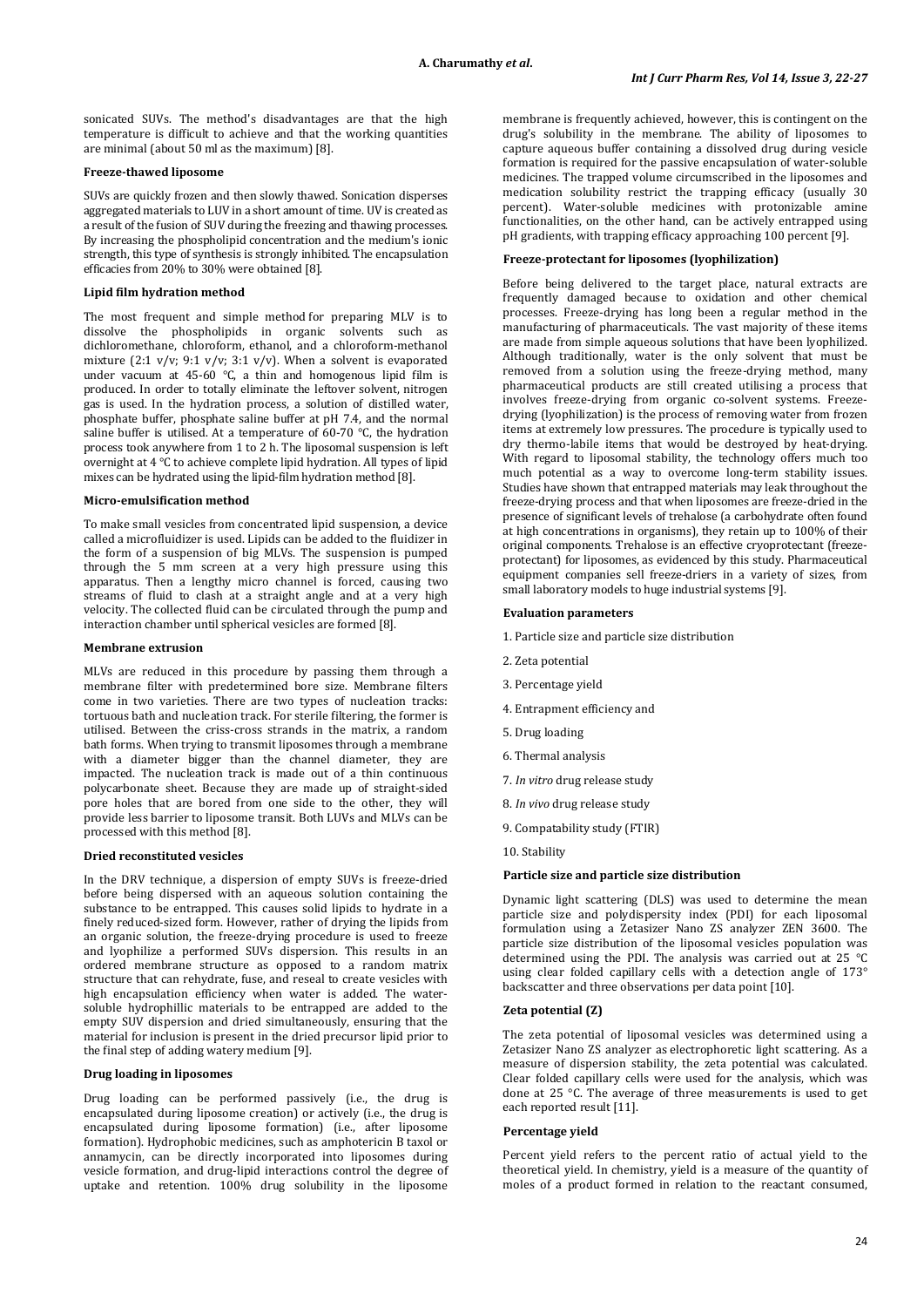sonicated SUVs. The method's disadvantages are that the high temperature is difficult to achieve and that the working quantities are minimal (about 50 ml as the maximum) [8].

### Freeze-thawed liposome

SUVs are quickly frozen and then slowly thawed. Sonication disperses aggregated materials to LUV in a short amount of time. UV is created as a result of the fusion of SUV during the freezing and thawing processes. By increasing the phospholipid concentration and the medium's ionic strength, this type of synthesis is strongly inhibited. The encapsulation efficacies from 20% to 30% were obtained [8].

### Lipid film hydration method

The most frequent and simple method for preparing MLV is to dissolve the phospholipids in organic solvents such as dichloromethane, chloroform, ethanol, and a chloroform-methanol mixture (2:1 v/v; 9:1 v/v; 3:1 v/v). When a solvent is evaporated under vacuum at 45-60 °C, a thin and homogenous lipid film is produced. In order to totally eliminate the leftover solvent, nitrogen gas is used. In the hydration process, a solution of distilled water, phosphate buffer, phosphate saline buffer at pH 7.4, and the normal saline buffer is utilised. At a temperature of 60-70 °C, the hydration process took anywhere from 1 to 2 h. The liposomal suspension is left overnight at 4 °C to achieve complete lipid hydration. All types of lipid mixes can be hydrated using the lipid-film hydration method [8].

### Micro-emulsification method

To make small vesicles from concentrated lipid suspension, a device called a microfluidizer is used. Lipids can be added to the fluidizer in the form of a suspension of big MLVs. The suspension is pumped through the 5 mm screen at a very high pressure using this apparatus. Then a lengthy micro channel is forced, causing two streams of fluid to clash at a straight angle and at a very high velocity. The collected fluid can be circulated through the pump and interaction chamber until spherical vesicles are formed [8].

### Membrane extrusion

MLVs are reduced in this procedure by passing them through a membrane filter with predetermined bore size. Membrane filters come in two varieties. There are two types of nucleation tracks: tortuous bath and nucleation track. For sterile filtering, the former is utilised. Between the criss-cross strands in the matrix, a random bath forms. When trying to transmit liposomes through a membrane with a diameter bigger than the channel diameter, they are impacted. The nucleation track is made out of a thin continuous polycarbonate sheet. Because they are made up of straight-sided pore holes that are bored from one side to the other, they will provide less barrier to liposome transit. Both LUVs and MLVs can be processed with this method [8].

### Dried reconstituted vesicles

In the DRV technique, a dispersion of empty SUVs is freeze-dried before being dispersed with an aqueous solution containing the substance to be entrapped. This causes solid lipids to hydrate in a finely reduced-sized form. However, rather of drying the lipids from an organic solution, the freeze-drying procedure is used to freeze and lyophilize a performed SUVs dispersion. This results in an ordered membrane structure as opposed to a random matrix structure that can rehydrate, fuse, and reseal to create vesicles with high encapsulation efficiency when water is added. The water-soluble hydrophillic materials to be entrapped are added to the empty SUV dispersion and dried simultaneously, ensuring that the material for inclusion is present in the dried precursor lipid prior to the final step of adding watery medium [9].

### Drug loading in liposomes

Drug loading can be performed passively (i.e., the drug is encapsulated during liposome creation) or actively (i.e., the drug is encapsulated during liposome formation) (i.e., after liposome formation). Hydrophobic medicines, such as amphotericin B taxol or annamycin, can be directly incorporated into liposomes during vesicle formation, and drug-lipid interactions control the degree of uptake and retention. 100% drug solubility in the liposome membrane is frequently achieved, however, this is contingent on the drug's solubility in the membrane. The ability of liposomes to capture aqueous buffer containing a dissolved drug during vesicle formation is required for the passive encapsulation of water-soluble medicines. The trapped volume circumscribed in the liposomes and medication solubility restrict the trapping efficacy (usually 30 percent). Water-soluble medicines with protonizable amine functionalities, on the other hand, can be actively entrapped using pH gradients, with trapping efficacy approaching 100 percent [9].

### Freeze-protectant for liposomes (lyophilization)

Before being delivered to the target place, natural extracts are frequently damaged because to oxidation and other chemical processes. Freeze-drying has long been a regular method in the manufacturing of pharmaceuticals. The vast majority of these items are made from simple aqueous solutions that have been lyophilized. Although traditionally, water is the only solvent that must be removed from a solution using the freeze-drying method, many pharmaceutical products are still created utilising a process that involves freeze-drying from organic co-solvent systems. Freeze-drying (lyophilization) is the process of removing water from frozen items at extremely low pressures. The procedure is typically used to dry thermo-labile items that would be destroyed by heat-drying. With regard to liposomal stability, the technology offers much too much potential as a way to overcome long-term stability issues. Studies have shown that entrapped materials may leak throughout the freeze-drying process and that when liposomes are freeze-dried in the presence of significant levels of trehalose (a carbohydrate often found at high concentrations in organisms), they retain up to 100% of their original components. Trehalose is an effective cryoprotectant (freeze-protectant) for liposomes, as evidenced by this study. Pharmaceutical equipment companies sell freeze-driers in a variety of sizes, from small laboratory models to huge industrial systems [9].

### Evaluation parameters

1. Particle size and particle size distribution
2. Zeta potential
3. Percentage yield
4. Entrapment efficiency and
5. Drug loading
6. Thermal analysis
7. *In vitro* drug release study
8. *In vivo* drug release study
9. Compatability study (FTIR)
10. Stability

### Particle size and particle size distribution

Dynamic light scattering (DLS) was used to determine the mean particle size and polydispersity index (PDI) for each liposomal formulation using a Zetasizer Nano ZS analyzer ZEN 3600. The particle size distribution of the liposomal vesicles population was determined using the PDI. The analysis was carried out at 25 °C using clear folded capillary cells with a detection angle of 173° backscatter and three observations per data point [10].

### Zeta potential (Z)

The zeta potential of liposomal vesicles was determined using a Zetasizer Nano ZS analyzer as electrophoretic light scattering. As a measure of dispersion stability, the zeta potential was calculated. Clear folded capillary cells were used for the analysis, which was done at 25 °C. The average of three measurements is used to get each reported result [11].

### Percentage yield

Percent yield refers to the percent ratio of actual yield to the theoretical yield. In chemistry, yield is a measure of the quantity of moles of a product formed in relation to the reactant consumed,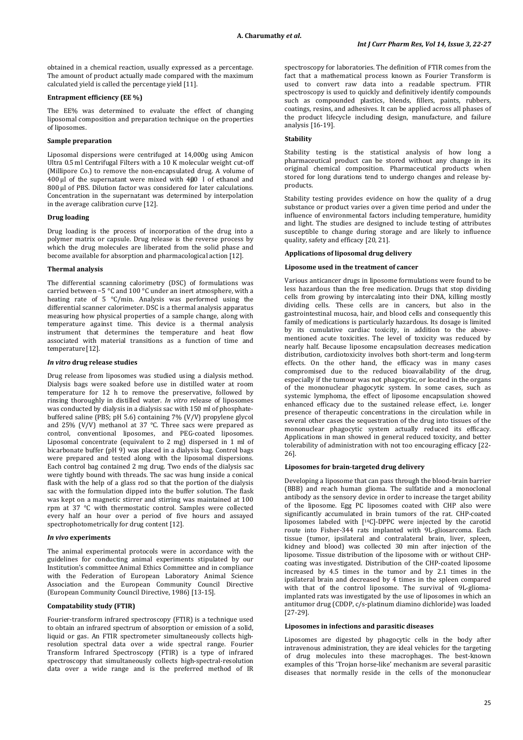obtained in a chemical reaction, usually expressed as a percentage. The amount of product actually made compared with the maximum calculated yield is called the percentage yield [11].

### Entrapment efficiency (EE %)

The EE% was determined to evaluate the effect of changing liposomal composition and preparation technique on the properties of liposomes.

### Sample preparation

Liposomal dispersions were centrifuged at 14,000g using Amicon Ultra 0.5 ml Centrifugal Filters with a 10 K molecular weight cut-off (Millipore Co.) to remove the non-encapsulated drug. A volume of 400 µl of the supernatant were mixed with 400 µl of ethanol and 800 µl of PBS. Dilution factor was considered for later calculations. Concentration in the supernatant was determined by interpolation in the average calibration curve [12].

### Drug loading

Drug loading is the process of incorporation of the drug into a polymer matrix or capsule. Drug release is the reverse process by which the drug molecules are liberated from the solid phase and become available for absorption and pharmacological action [12].

### Thermal analysis

The differential scanning calorimetry (DSC) of formulations was carried between −5 °C and 100 °C under an inert atmosphere, with a heating rate of 5 °C/min. Analysis was performed using the differential scanner calorimeter. DSC is a thermal analysis apparatus measuring how physical properties of a sample change, along with temperature against time. This device is a thermal analysis instrument that determines the temperature and heat flow associated with material transitions as a function of time and temperature [12].

### *In vitro* drug release studies

Drug release from liposomes was studied using a dialysis method. Dialysis bags were soaked before use in distilled water at room temperature for 12 h to remove the preservative, followed by rinsing thoroughly in distilled water. *In vitro* release of liposomes was conducted by dialysis in a dialysis sac with 150 ml of phosphate-buffered saline (PBS; pH 5.6) containing 7% (V/V) propylene glycol and 25% (V/V) methanol at 37 °C. Three sacs were prepared as control, conventional liposomes, and PEG-coated liposomes. Liposomal concentrate (equivalent to 2 mg) dispersed in 1 ml of bicarbonate buffer (pH 9) was placed in a dialysis bag. Control bags were prepared and tested along with the liposomal dispersions. Each control bag contained 2 mg drug. Two ends of the dialysis sac were tightly bound with threads. The sac was hung inside a conical flask with the help of a glass rod so that the portion of the dialysis sac with the formulation dipped into the buffer solution. The flask was kept on a magnetic stirrer and stirring was maintained at 100 rpm at 37 °C with thermostatic control. Samples were collected every half an hour over a period of five hours and assayed spectrophotometrically for drug content [12].

### *In vivo* experiments

The animal experimental protocols were in accordance with the guidelines for conducting animal experiments stipulated by our Institution's committee Animal Ethics Committee and in compliance with the Federation of European Laboratory Animal Science Association and the European Community Council Directive (European Community Council Directive, 1986) [13-15].

### Compatability study (FTIR)

Fourier-transform infrared spectroscopy (FTIR) is a technique used to obtain an infrared spectrum of absorption or emission of a solid, liquid or gas. An FTIR spectrometer simultaneously collects high-resolution spectral data over a wide spectral range. Fourier Transform Infrared Spectroscopy (FTIR) is a type of infrared spectroscopy that simultaneously collects high-spectral-resolution data over a wide range and is the preferred method of IR spectroscopy for laboratories. The definition of FTIR comes from the fact that a mathematical process known as Fourier Transform is used to convert raw data into a readable spectrum. FTIR spectroscopy is used to quickly and definitively identify compounds such as compounded plastics, blends, fillers, paints, rubbers, coatings, resins, and adhesives. It can be applied across all phases of the product lifecycle including design, manufacture, and failure analysis [16-19].

### Stability

Stability testing is the statistical analysis of how long a pharmaceutical product can be stored without any change in its original chemical composition. Pharmaceutical products when stored for long durations tend to undergo changes and release by-products.

Stability testing provides evidence on how the quality of a drug substance or product varies over a given time period and under the influence of environmental factors including temperature, humidity and light. The studies are designed to include testing of attributes susceptible to change during storage and are likely to influence quality, safety and efficacy [20, 21].

### Applications of liposomal drug delivery

### Liposome used in the treatment of cancer

Various anticancer drugs in liposome formulations were found to be less hazardous than the free medication. Drugs that stop dividing cells from growing by intercalating into their DNA, killing mostly dividing cells. These cells are in cancers, but also in the gastrointestinal mucosa, hair, and blood cells and consequently this family of medications is particularly hazardous. Its dosage is limited by its cumulative cardiac toxicity, in addition to the above-mentioned acute toxicities. The level of toxicity was reduced by nearly half. Because liposome encapsulation decreases medication distribution, cardiotoxicity involves both short-term and long-term effects. On the other hand, the efficacy was in many cases compromised due to the reduced bioavailability of the drug, especially if the tumour was not phagocytic, or located in the organs of the mononuclear phagocytic system. In some cases, such as systemic lymphoma, the effect of liposome encapsulation showed enhanced efficacy due to the sustained release effect, i.e. longer presence of therapeutic concentrations in the circulation while in several other cases the sequestration of the drug into tissues of the mononuclear phagocytic system actually reduced its efficacy. Applications in man showed in general reduced toxicity, and better tolerability of administration with not too encouraging efficacy [22-26].

### Liposomes for brain-targeted drug delivery

Developing a liposome that can pass through the blood-brain barrier (BBB) and reach human glioma. The sulfatide and a monoclonal antibody as the sensory device in order to increase the target ability of the liposome. Egg PC liposomes coated with CHP also were significantly accumulated in brain tumors of the rat. CHP-coated liposomes labeled with [$^{14}$C]-DPPC were injected by the carotid route into Fisher-344 rats implanted with 9L-gliosarcoma. Each tissue (tumor, ipsilateral and contralateral brain, liver, spleen, kidney and blood) was collected 30 min after injection of the liposome. Tissue distribution of the liposome with or without CHP-coating was investigated. Distribution of the CHP-coated liposome increased by 4.5 times in the tumor and by 2.1 times in the ipsilateral brain and decreased by 4 times in the spleen compared with that of the control liposome. The survival of 9L-glioma-implanted rats was investigated by the use of liposomes in which an antitumor drug (CDDP, c/s-platinum diamino dichloride) was loaded [27-29].

### Liposomes in infections and parasitic diseases

Liposomes are digested by phagocytic cells in the body after intravenous administration, they are ideal vehicles for the targeting of drug molecules into these macrophages. The best-known examples of this 'Trojan horse-like' mechanism are several parasitic diseases that normally reside in the cells of the mononuclear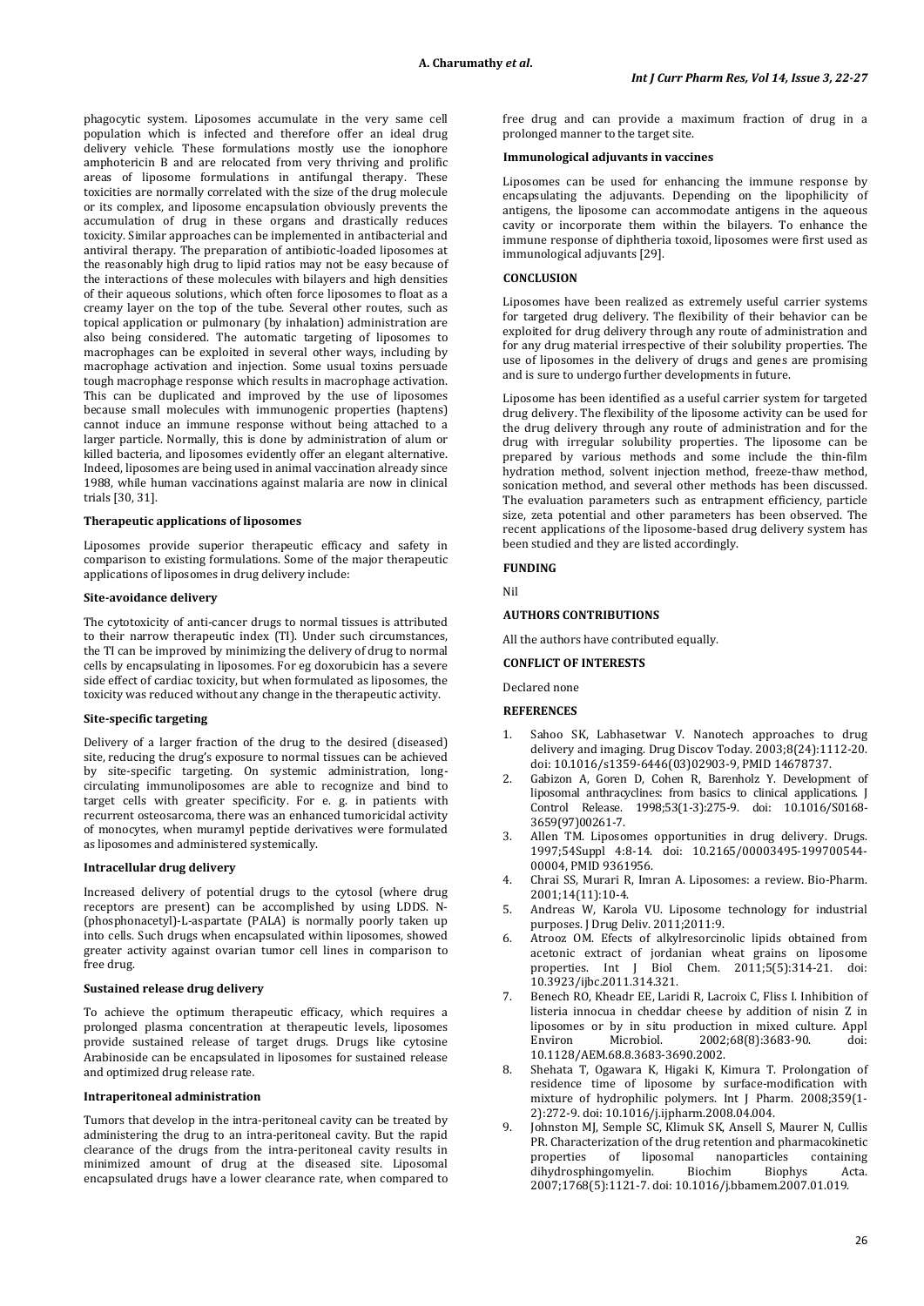phagocytic system. Liposomes accumulate in the very same cell population which is infected and therefore offer an ideal drug delivery vehicle. These formulations mostly use the ionophore amphotericin B and are relocated from very thriving and prolific areas of liposome formulations in antifungal therapy. These toxicities are normally correlated with the size of the drug molecule or its complex, and liposome encapsulation obviously prevents the accumulation of drug in these organs and drastically reduces toxicity. Similar approaches can be implemented in antibacterial and antiviral therapy. The preparation of antibiotic-loaded liposomes at the reasonably high drug to lipid ratios may not be easy because of the interactions of these molecules with bilayers and high densities of their aqueous solutions, which often force liposomes to float as a creamy layer on the top of the tube. Several other routes, such as topical application or pulmonary (by inhalation) administration are also being considered. The automatic targeting of liposomes to macrophages can be exploited in several other ways, including by macrophage activation and injection. Some usual toxins persuade tough macrophage response which results in macrophage activation. This can be duplicated and improved by the use of liposomes because small molecules with immunogenic properties (haptens) cannot induce an immune response without being attached to a larger particle. Normally, this is done by administration of alum or killed bacteria, and liposomes evidently offer an elegant alternative. Indeed, liposomes are being used in animal vaccination already since 1988, while human vaccinations against malaria are now in clinical trials [30, 31].

#### Therapeutic applications of liposomes

Liposomes provide superior therapeutic efficacy and safety in comparison to existing formulations. Some of the major therapeutic applications of liposomes in drug delivery include:

#### Site-avoidance delivery

The cytotoxicity of anti-cancer drugs to normal tissues is attributed to their narrow therapeutic index (TI). Under such circumstances, the TI can be improved by minimizing the delivery of drug to normal cells by encapsulating in liposomes. For eg doxorubicin has a severe side effect of cardiac toxicity, but when formulated as liposomes, the toxicity was reduced without any change in the therapeutic activity.

#### Site-specific targeting

Delivery of a larger fraction of the drug to the desired (diseased) site, reducing the drug's exposure to normal tissues can be achieved by site-specific targeting. On systemic administration, long-circulating immunoliposomes are able to recognize and bind to target cells with greater specificity. For e. g. in patients with recurrent osteosarcoma, there was an enhanced tumoricidal activity of monocytes, when muramyl peptide derivatives were formulated as liposomes and administered systemically.

#### Intracellular drug delivery

Increased delivery of potential drugs to the cytosol (where drug receptors are present) can be accomplished by using LDDS. N-(phosphonacetyl)-L-aspartate (PALA) is normally poorly taken up into cells. Such drugs when encapsulated within liposomes, showed greater activity against ovarian tumor cell lines in comparison to free drug.

#### Sustained release drug delivery

To achieve the optimum therapeutic efficacy, which requires a prolonged plasma concentration at therapeutic levels, liposomes provide sustained release of target drugs. Drugs like cytosine Arabinoside can be encapsulated in liposomes for sustained release and optimized drug release rate.

#### Intraperitoneal administration

Tumors that develop in the intra-peritoneal cavity can be treated by administering the drug to an intra-peritoneal cavity. But the rapid clearance of the drugs from the intra-peritoneal cavity results in minimized amount of drug at the diseased site. Liposomal encapsulated drugs have a lower clearance rate, when compared to free drug and can provide a maximum fraction of drug in a prolonged manner to the target site.

#### Immunological adjuvants in vaccines

Liposomes can be used for enhancing the immune response by encapsulating the adjuvants. Depending on the lipophilicity of antigens, the liposome can accommodate antigens in the aqueous cavity or incorporate them within the bilayers. To enhance the immune response of diphtheria toxoid, liposomes were first used as immunological adjuvants [29].

## CONCLUSION

Liposomes have been realized as extremely useful carrier systems for targeted drug delivery. The flexibility of their behavior can be exploited for drug delivery through any route of administration and for any drug material irrespective of their solubility properties. The use of liposomes in the delivery of drugs and genes are promising and is sure to undergo further developments in future.

Liposome has been identified as a useful carrier system for targeted drug delivery. The flexibility of the liposome activity can be used for the drug delivery through any route of administration and for the drug with irregular solubility properties. The liposome can be prepared by various methods and some include the thin-film hydration method, solvent injection method, freeze-thaw method, sonication method, and several other methods has been discussed. The evaluation parameters such as entrapment efficiency, particle size, zeta potential and other parameters has been observed. The recent applications of the liposome-based drug delivery system has been studied and they are listed accordingly.

## FUNDING

Nil

## AUTHORS CONTRIBUTIONS

All the authors have contributed equally.

## CONFLICT OF INTERESTS

Declared none

## REFERENCES

1. Sahoo SK, Labhasetwar V. Nanotech approaches to drug delivery and imaging. Drug Discov Today. 2003;8(24):1112-20. doi: 10.1016/s1359-6446(03)02903-9, PMID 14678737.
2. Gabizon A, Goren D, Cohen R, Barenholz Y. Development of liposomal anthracyclines: from basics to clinical applications. J Control Release. 1998;53(1-3):275-9. doi: 10.1016/S0168-3659(97)00261-7.
3. Allen TM. Liposomes opportunities in drug delivery. Drugs. 1997;54Suppl 4:8-14. doi: 10.2165/00003495-199700544-00004, PMID 9361956.
4. Chrai SS, Murari R, Imran A. Liposomes: a review. Bio-Pharm. 2001;14(11):10-4.
5. Andreas W, Karola VU. Liposome technology for industrial purposes. J Drug Deliv. 2011;2011:9.
6. Atrooz OM. Efects of alkylresorcinolic lipids obtained from acetonic extract of jordanian wheat grains on liposome properties. Int J Biol Chem. 2011;5(5):314-21. doi: 10.3923/ijbc.2011.314.321.
7. Benech RO, Kheadr EE, Laridi R, Lacroix C, Fliss I. Inhibition of listeria innocua in cheddar cheese by addition of nisin Z in liposomes or by in situ production in mixed culture. Appl Environ Microbiol. 2002;68(8):3683-90. doi: 10.1128/AEM.68.8.3683-3690.2002.
8. Shehata T, Ogawara K, Higaki K, Kimura T. Prolongation of residence time of liposome by surface-modification with mixture of hydrophilic polymers. Int J Pharm. 2008;359(1-2):272-9. doi: 10.1016/j.ijpharm.2008.04.004.
9. Johnston MJ, Semple SC, Klimuk SK, Ansell S, Maurer N, Cullis PR. Characterization of the drug retention and pharmacokinetic properties of liposomal nanoparticles containing dihydrosphingomyelin. Biochim Biophys Acta. 2007;1768(5):1121-7. doi: 10.1016/j.bbamem.2007.01.019.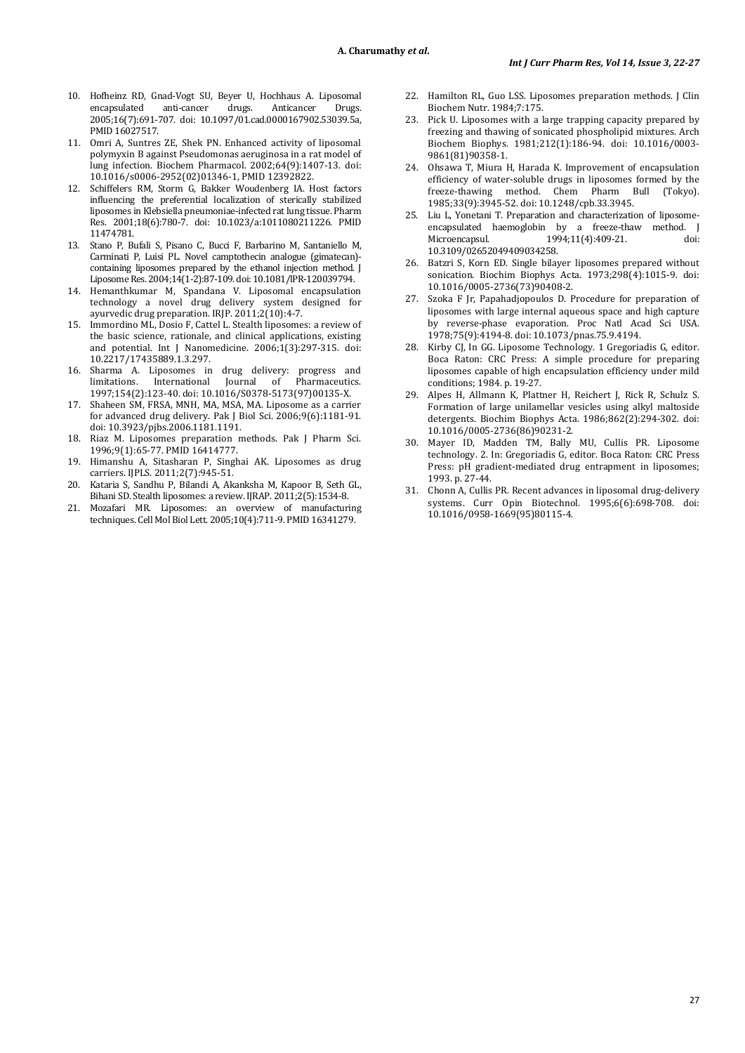10. Hofheinz RD, Gnad-Vogt SU, Beyer U, Hochhaus A. Liposomal encapsulated anti-cancer drugs. Anticancer Drugs. 2005;16(7):691-707. doi: 10.1097/01.cad.0000167902.53039.5a, PMID 16027517.
11. Omri A, Suntres ZE, Shek PN. Enhanced activity of liposomal polymyxin B against Pseudomonas aeruginosa in a rat model of lung infection. Biochem Pharmacol. 2002;64(9):1407-13. doi: 10.1016/s0006-2952(02)01346-1, PMID 12392822.
12. Schiffelers RM, Storm G, Bakker Woudenberg IA. Host factors influencing the preferential localization of sterically stabilized liposomes in Klebsiella pneumoniae-infected rat lung tissue. Pharm Res. 2001;18(6):780-7. doi: 10.1023/a:1011080211226. PMID 11474781.
13. Stano P, Bufali S, Pisano C, Bucci F, Barbarino M, Santaniello M, Carminati P, Luisi PL. Novel camptothecin analogue (gimatecan)-containing liposomes prepared by the ethanol injection method. J Liposome Res. 2004;14(1-2):87-109. doi: 10.1081/lPR-120039794.
14. Hemanthkumar M, Spandana V. Liposomal encapsulation technology a novel drug delivery system designed for ayurvedic drug preparation. IRJP. 2011;2(10):4-7.
15. Immordino ML, Dosio F, Cattel L. Stealth liposomes: a review of the basic science, rationale, and clinical applications, existing and potential. Int J Nanomedicine. 2006;1(3):297-315. doi: 10.2217/17435889.1.3.297.
16. Sharma A. Liposomes in drug delivery: progress and limitations. International Journal of Pharmaceutics. 1997;154(2):123-40. doi: 10.1016/S0378-5173(97)00135-X.
17. Shaheen SM, FRSA, MNH, MA, MSA, MA. Liposome as a carrier for advanced drug delivery. Pak J Biol Sci. 2006;9(6):1181-91. doi: 10.3923/pjbs.2006.1181.1191.
18. Riaz M. Liposomes preparation methods. Pak J Pharm Sci. 1996;9(1):65-77. PMID 16414777.
19. Himanshu A, Sitasharan P, Singhai AK. Liposomes as drug carriers. IJPLS. 2011;2(7):945-51.
20. Kataria S, Sandhu P, Bilandi A, Akanksha M, Kapoor B, Seth GL, Bihani SD. Stealth liposomes: a review. IJRAP. 2011;2(5):1534-8.
21. Mozafari MR. Liposomes: an overview of manufacturing techniques. Cell Mol Biol Lett. 2005;10(4):711-9. PMID 16341279.
22. Hamilton RL, Guo LSS. Liposomes preparation methods. J Clin Biochem Nutr. 1984;7:175.
23. Pick U. Liposomes with a large trapping capacity prepared by freezing and thawing of sonicated phospholipid mixtures. Arch Biochem Biophys. 1981;212(1):186-94. doi: 10.1016/0003-9861(81)90358-1.
24. Ohsawa T, Miura H, Harada K. Improvement of encapsulation efficiency of water-soluble drugs in liposomes formed by the freeze-thawing method. Chem Pharm Bull (Tokyo). 1985;33(9):3945-52. doi: 10.1248/cpb.33.3945.
25. Liu L, Yonetani T. Preparation and characterization of liposome-encapsulated haemoglobin by a freeze-thaw method. J Microencapsul. 1994;11(4):409-21. doi: 10.3109/02652049409034258.
26. Batzri S, Korn ED. Single bilayer liposomes prepared without sonication. Biochim Biophys Acta. 1973;298(4):1015-9. doi: 10.1016/0005-2736(73)90408-2.
27. Szoka F Jr, Papahadjopoulos D. Procedure for preparation of liposomes with large internal aqueous space and high capture by reverse-phase evaporation. Proc Natl Acad Sci USA. 1978;75(9):4194-8. doi: 10.1073/pnas.75.9.4194.
28. Kirby CJ, In GG. Liposome Technology. 1 Gregoriadis G, editor. Boca Raton: CRC Press: A simple procedure for preparing liposomes capable of high encapsulation efficiency under mild conditions; 1984. p. 19-27.
29. Alpes H, Allmann K, Plattner H, Reichert J, Rick R, Schulz S. Formation of large unilamellar vesicles using alkyl maltoside detergents. Biochim Biophys Acta. 1986;862(2):294-302. doi: 10.1016/0005-2736(86)90231-2.
30. Mayer ID, Madden TM, Bally MU, Cullis PR. Liposome technology. 2. In: Gregoriadis G, editor. Boca Raton: CRC Press Press: pH gradient-mediated drug entrapment in liposomes; 1993. p. 27-44.
31. Chonn A, Cullis PR. Recent advances in liposomal drug-delivery systems. Curr Opin Biotechnol. 1995;6(6):698-708. doi: 10.1016/0958-1669(95)80115-4.